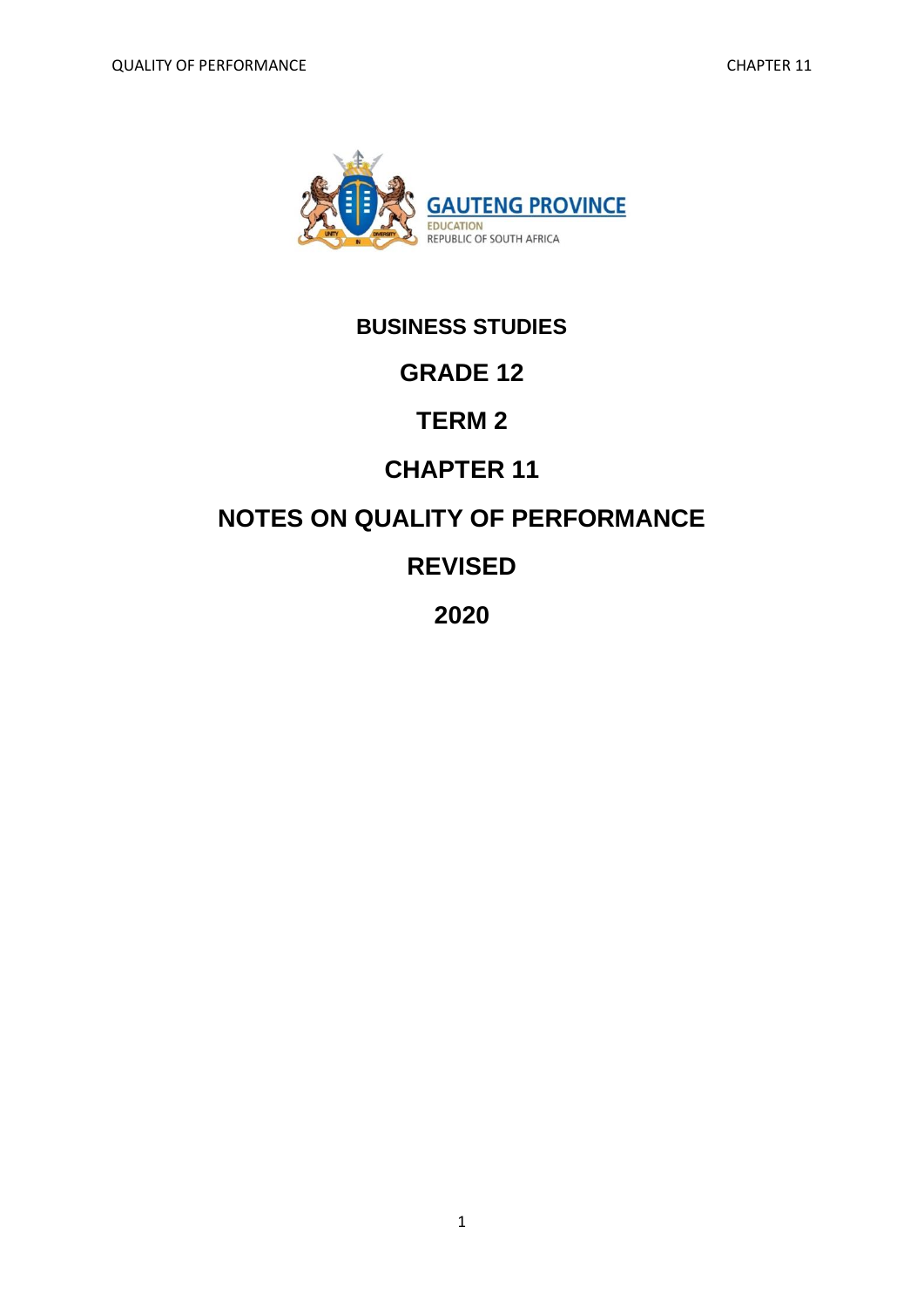GAUTENG PROVINCE

EDUCATION

REPUBLIC OF SOUTH AFRICA

# BUSINESS STUDIES

# GRADE 12

# TERM 2

# CHAPTER 11

# NOTES ON QUALITY OF PERFORMANCE

# REVISED

# 2020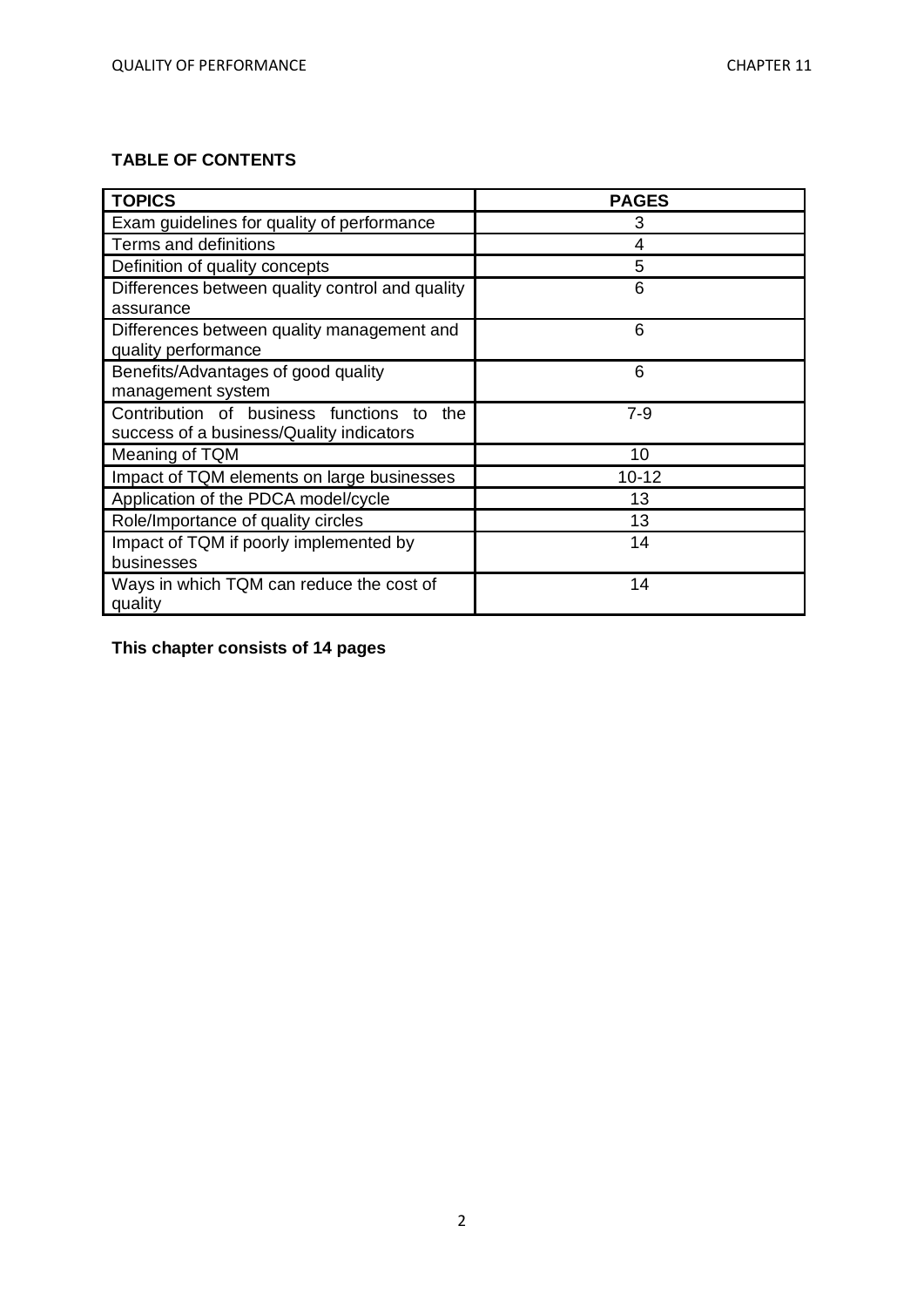## TABLE OF CONTENTS

| TOPICS | PAGES |
|---|---|
| Exam guidelines for quality of performance | 3 |
| Terms and definitions | 4 |
| Definition of quality concepts | 5 |
| Differences between quality control and quality assurance | 6 |
| Differences between quality management and quality performance | 6 |
| Benefits/Advantages of good quality management system | 6 |
| Contribution of business functions to the success of a business/Quality indicators | 7-9 |
| Meaning of TQM | 10 |
| Impact of TQM elements on large businesses | 10-12 |
| Application of the PDCA model/cycle | 13 |
| Role/Importance of quality circles | 13 |
| Impact of TQM if poorly implemented by businesses | 14 |
| Ways in which TQM can reduce the cost of quality | 14 |

**This chapter consists of 14 pages**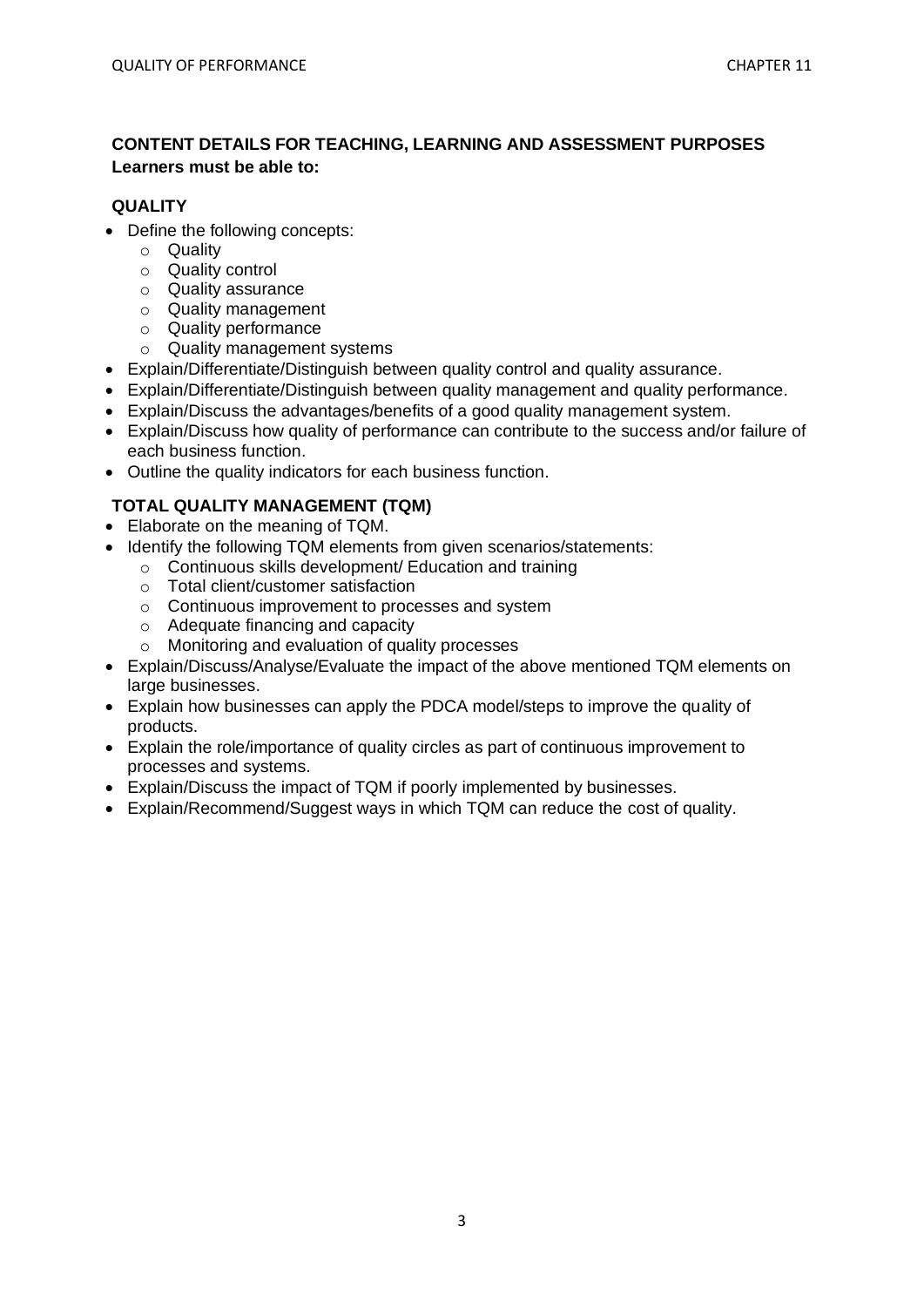**CONTENT DETAILS FOR TEACHING, LEARNING AND ASSESSMENT PURPOSES**
**Learners must be able to:**

**QUALITY**

- Define the following concepts:
  - Quality
  - Quality control
  - Quality assurance
  - Quality management
  - Quality performance
  - Quality management systems
- Explain/Differentiate/Distinguish between quality control and quality assurance.
- Explain/Differentiate/Distinguish between quality management and quality performance.
- Explain/Discuss the advantages/benefits of a good quality management system.
- Explain/Discuss how quality of performance can contribute to the success and/or failure of each business function.
- Outline the quality indicators for each business function.

**TOTAL QUALITY MANAGEMENT (TQM)**

- Elaborate on the meaning of TQM.
- Identify the following TQM elements from given scenarios/statements:
  - Continuous skills development/ Education and training
  - Total client/customer satisfaction
  - Continuous improvement to processes and system
  - Adequate financing and capacity
  - Monitoring and evaluation of quality processes
- Explain/Discuss/Analyse/Evaluate the impact of the above mentioned TQM elements on large businesses.
- Explain how businesses can apply the PDCA model/steps to improve the quality of products.
- Explain the role/importance of quality circles as part of continuous improvement to processes and systems.
- Explain/Discuss the impact of TQM if poorly implemented by businesses.
- Explain/Recommend/Suggest ways in which TQM can reduce the cost of quality.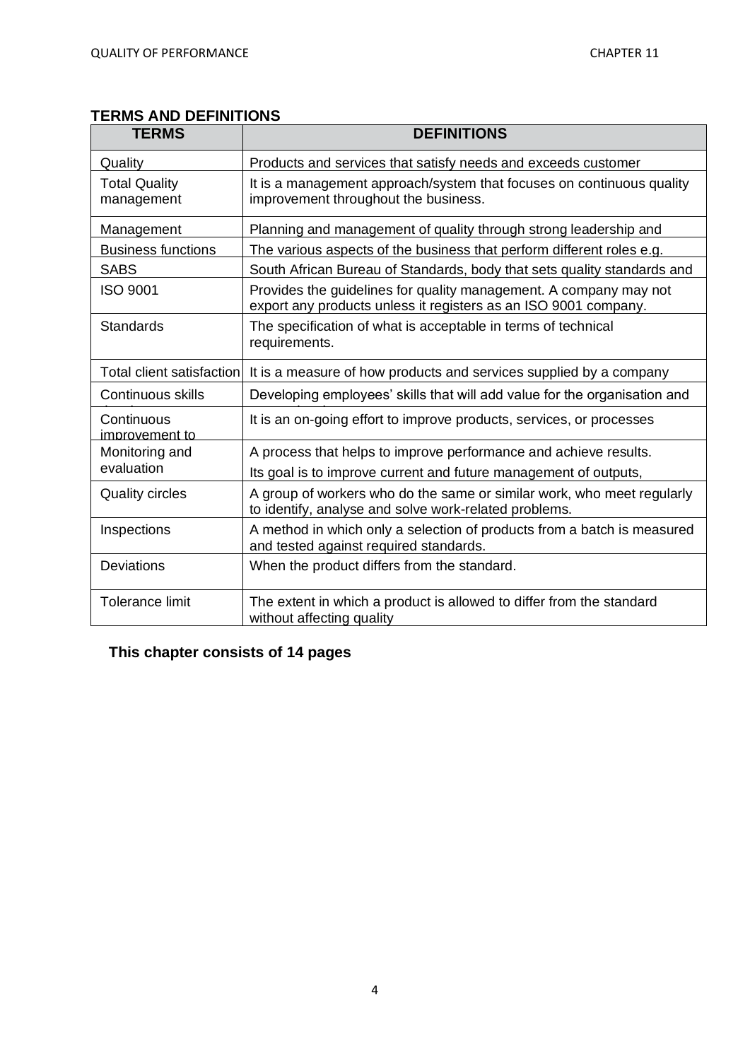## TERMS AND DEFINITIONS

| TERMS | DEFINITIONS |
|---|---|
| Quality | Products and services that satisfy needs and exceeds customer |
| Total Quality management | It is a management approach/system that focuses on continuous quality improvement throughout the business. |
| Management | Planning and management of quality through strong leadership and |
| Business functions | The various aspects of the business that perform different roles e.g. |
| SABS | South African Bureau of Standards, body that sets quality standards and |
| ISO 9001 | Provides the guidelines for quality management. A company may not export any products unless it registers as an ISO 9001 company. |
| Standards | The specification of what is acceptable in terms of technical requirements. |
| Total client satisfaction | It is a measure of how products and services supplied by a company |
| Continuous skills | Developing employees' skills that will add value for the organisation and |
| Continuous improvement to | It is an on-going effort to improve products, services, or processes |
| Monitoring and evaluation | A process that helps to improve performance and achieve results. Its goal is to improve current and future management of outputs, |
| Quality circles | A group of workers who do the same or similar work, who meet regularly to identify, analyse and solve work-related problems. |
| Inspections | A method in which only a selection of products from a batch is measured and tested against required standards. |
| Deviations | When the product differs from the standard. |
| Tolerance limit | The extent in which a product is allowed to differ from the standard without affecting quality |

**This chapter consists of 14 pages**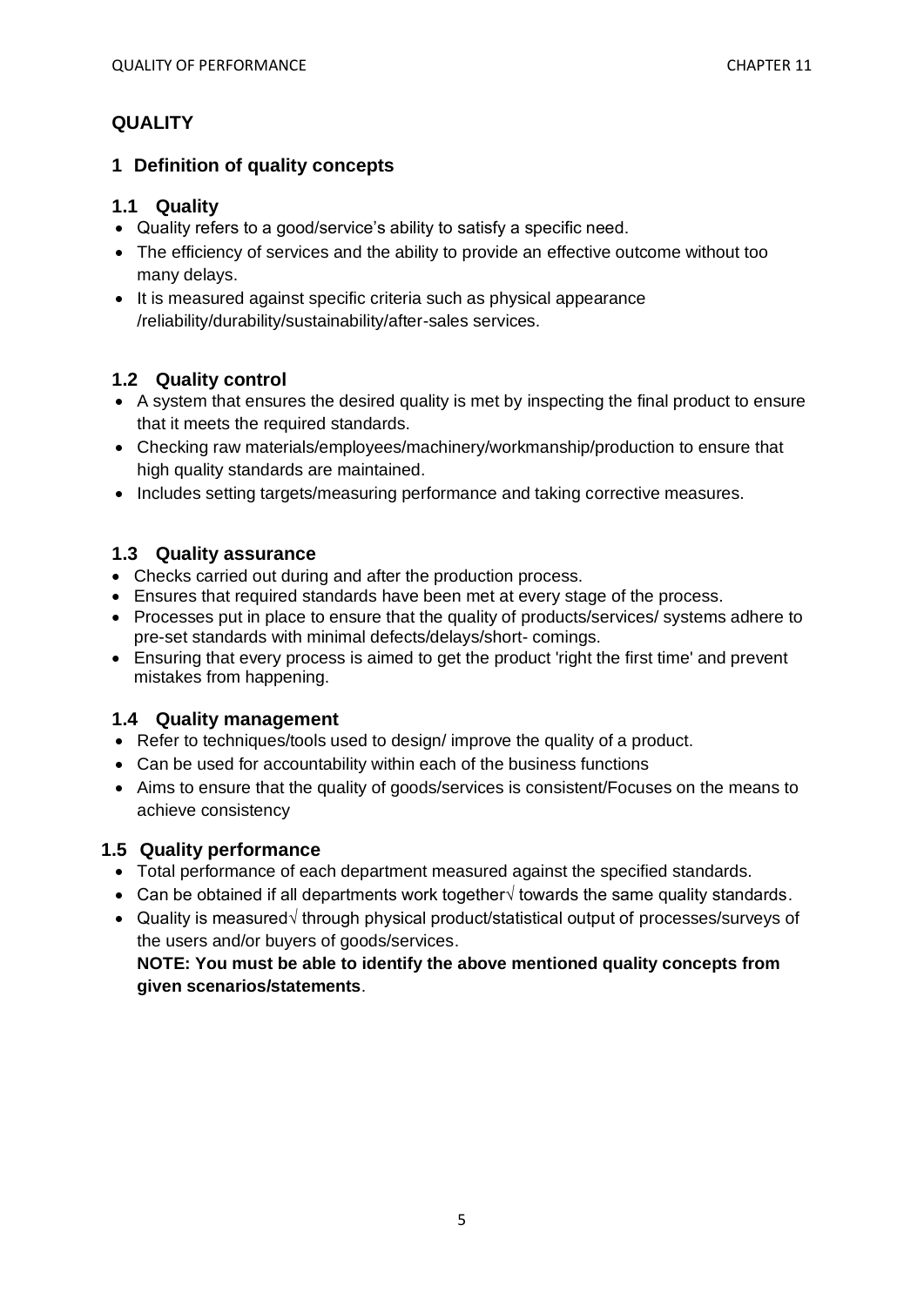# QUALITY

## 1 Definition of quality concepts

### 1.1 Quality

- Quality refers to a good/service's ability to satisfy a specific need.
- The efficiency of services and the ability to provide an effective outcome without too many delays.
- It is measured against specific criteria such as physical appearance /reliability/durability/sustainability/after-sales services.

### 1.2 Quality control

- A system that ensures the desired quality is met by inspecting the final product to ensure that it meets the required standards.
- Checking raw materials/employees/machinery/workmanship/production to ensure that high quality standards are maintained.
- Includes setting targets/measuring performance and taking corrective measures.

### 1.3 Quality assurance

- Checks carried out during and after the production process.
- Ensures that required standards have been met at every stage of the process.
- Processes put in place to ensure that the quality of products/services/ systems adhere to pre-set standards with minimal defects/delays/short- comings.
- Ensuring that every process is aimed to get the product 'right the first time' and prevent mistakes from happening.

### 1.4 Quality management

- Refer to techniques/tools used to design/ improve the quality of a product.
- Can be used for accountability within each of the business functions
- Aims to ensure that the quality of goods/services is consistent/Focuses on the means to achieve consistency

### 1.5 Quality performance

- Total performance of each department measured against the specified standards.
- Can be obtained if all departments work together√ towards the same quality standards.
- Quality is measured√ through physical product/statistical output of processes/surveys of the users and/or buyers of goods/services.

**NOTE: You must be able to identify the above mentioned quality concepts from given scenarios/statements**.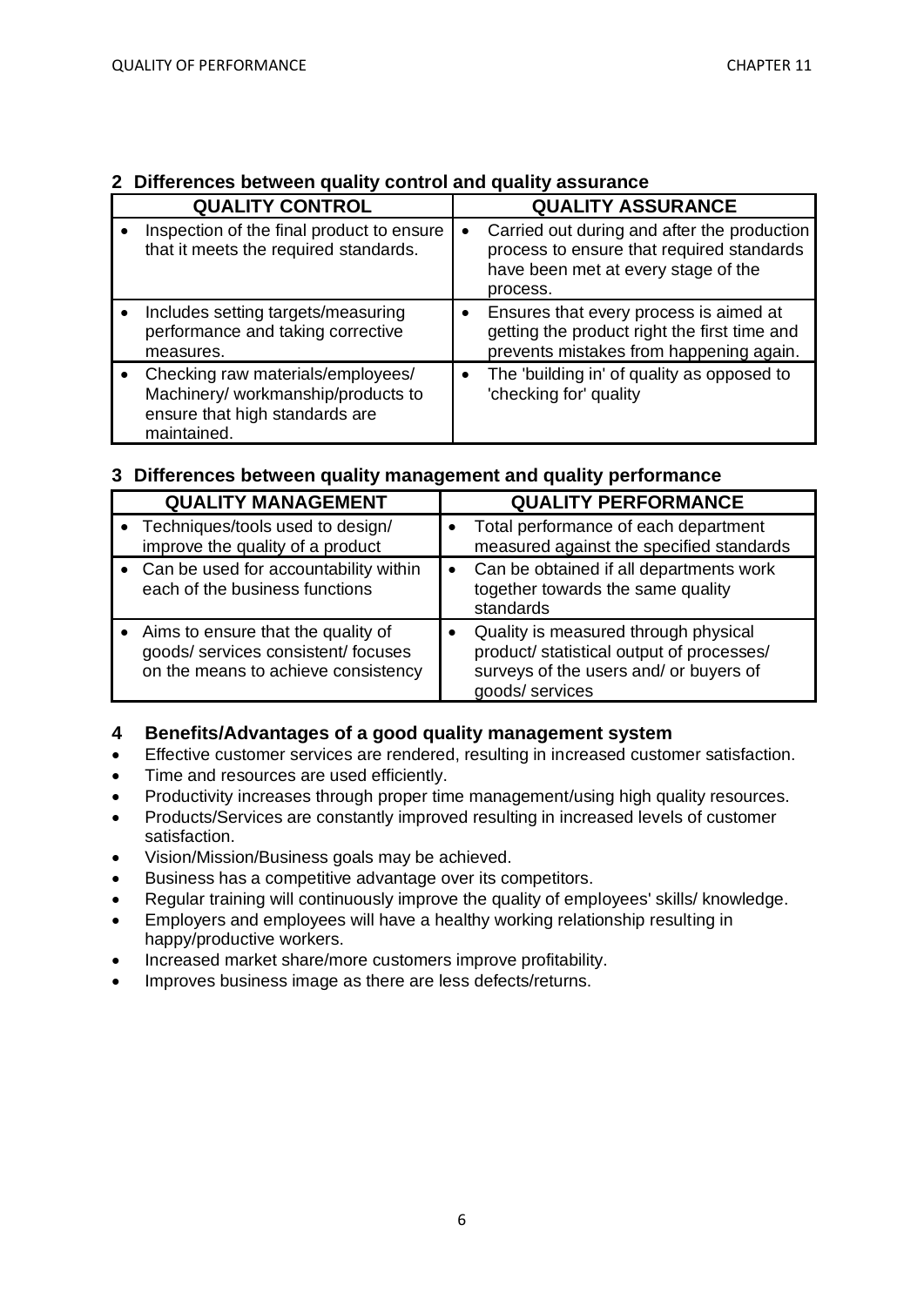## 2 Differences between quality control and quality assurance

| QUALITY CONTROL | QUALITY ASSURANCE |
| --- | --- |
| • Inspection of the final product to ensure that it meets the required standards. | • Carried out during and after the production process to ensure that required standards have been met at every stage of the process. |
| • Includes setting targets/measuring performance and taking corrective measures. | • Ensures that every process is aimed at getting the product right the first time and prevents mistakes from happening again. |
| • Checking raw materials/employees/ Machinery/ workmanship/products to ensure that high standards are maintained. | • The 'building in' of quality as opposed to 'checking for' quality |

## 3 Differences between quality management and quality performance

| QUALITY MANAGEMENT | QUALITY PERFORMANCE |
| --- | --- |
| • Techniques/tools used to design/ improve the quality of a product | • Total performance of each department measured against the specified standards |
| • Can be used for accountability within each of the business functions | • Can be obtained if all departments work together towards the same quality standards |
| • Aims to ensure that the quality of goods/ services consistent/ focuses on the means to achieve consistency | • Quality is measured through physical product/ statistical output of processes/ surveys of the users and/ or buyers of goods/ services |

## 4 Benefits/Advantages of a good quality management system

- Effective customer services are rendered, resulting in increased customer satisfaction.
- Time and resources are used efficiently.
- Productivity increases through proper time management/using high quality resources.
- Products/Services are constantly improved resulting in increased levels of customer satisfaction.
- Vision/Mission/Business goals may be achieved.
- Business has a competitive advantage over its competitors.
- Regular training will continuously improve the quality of employees' skills/ knowledge.
- Employers and employees will have a healthy working relationship resulting in happy/productive workers.
- Increased market share/more customers improve profitability.
- Improves business image as there are less defects/returns.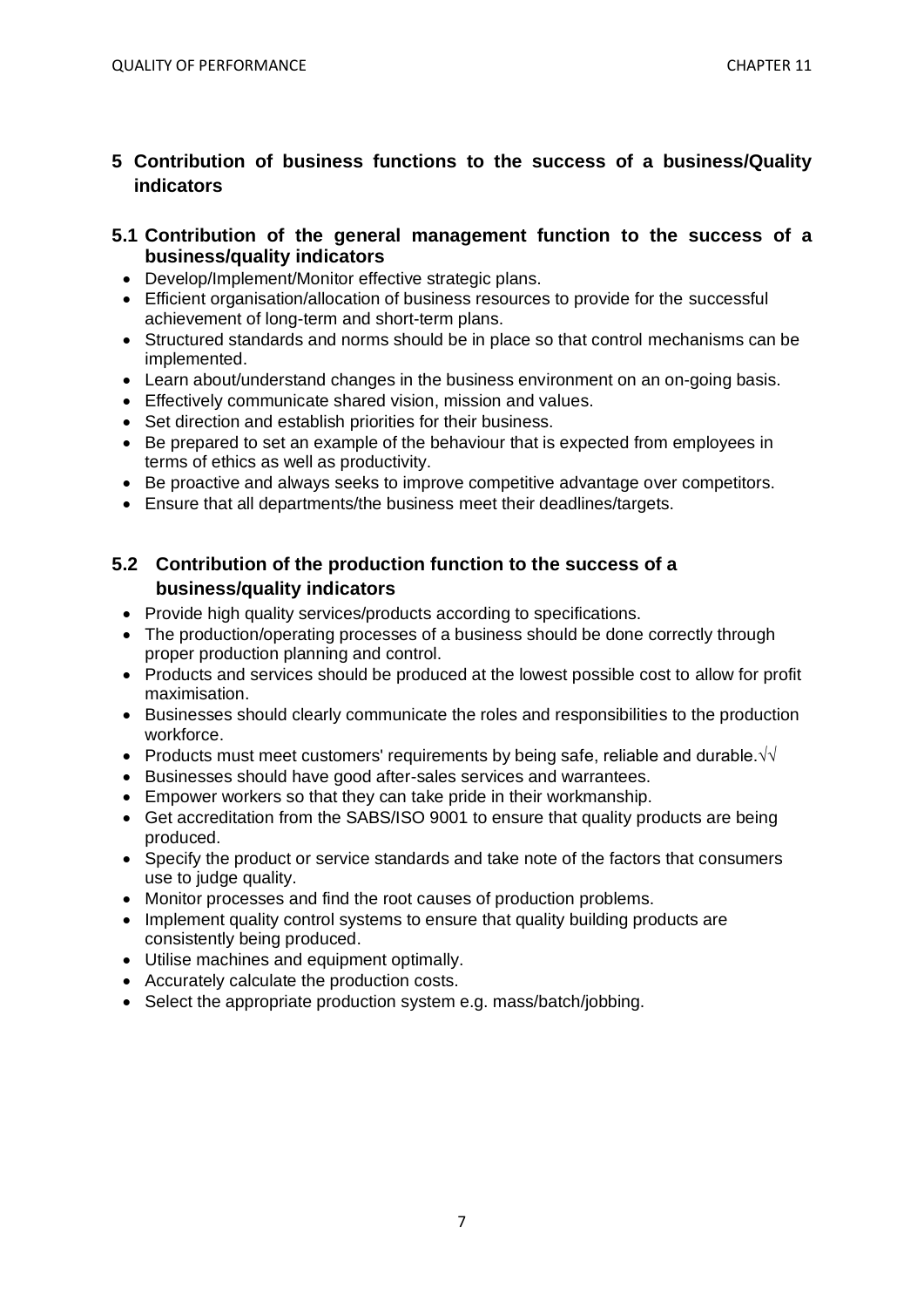## 5 Contribution of business functions to the success of a business/Quality indicators

### 5.1 Contribution of the general management function to the success of a business/quality indicators

- Develop/Implement/Monitor effective strategic plans.
- Efficient organisation/allocation of business resources to provide for the successful achievement of long-term and short-term plans.
- Structured standards and norms should be in place so that control mechanisms can be implemented.
- Learn about/understand changes in the business environment on an on-going basis.
- Effectively communicate shared vision, mission and values.
- Set direction and establish priorities for their business.
- Be prepared to set an example of the behaviour that is expected from employees in terms of ethics as well as productivity.
- Be proactive and always seeks to improve competitive advantage over competitors.
- Ensure that all departments/the business meet their deadlines/targets.

### 5.2 Contribution of the production function to the success of a business/quality indicators

- Provide high quality services/products according to specifications.
- The production/operating processes of a business should be done correctly through proper production planning and control.
- Products and services should be produced at the lowest possible cost to allow for profit maximisation.
- Businesses should clearly communicate the roles and responsibilities to the production workforce.
- Products must meet customers' requirements by being safe, reliable and durable.√√
- Businesses should have good after-sales services and warrantees.
- Empower workers so that they can take pride in their workmanship.
- Get accreditation from the SABS/ISO 9001 to ensure that quality products are being produced.
- Specify the product or service standards and take note of the factors that consumers use to judge quality.
- Monitor processes and find the root causes of production problems.
- Implement quality control systems to ensure that quality building products are consistently being produced.
- Utilise machines and equipment optimally.
- Accurately calculate the production costs.
- Select the appropriate production system e.g. mass/batch/jobbing.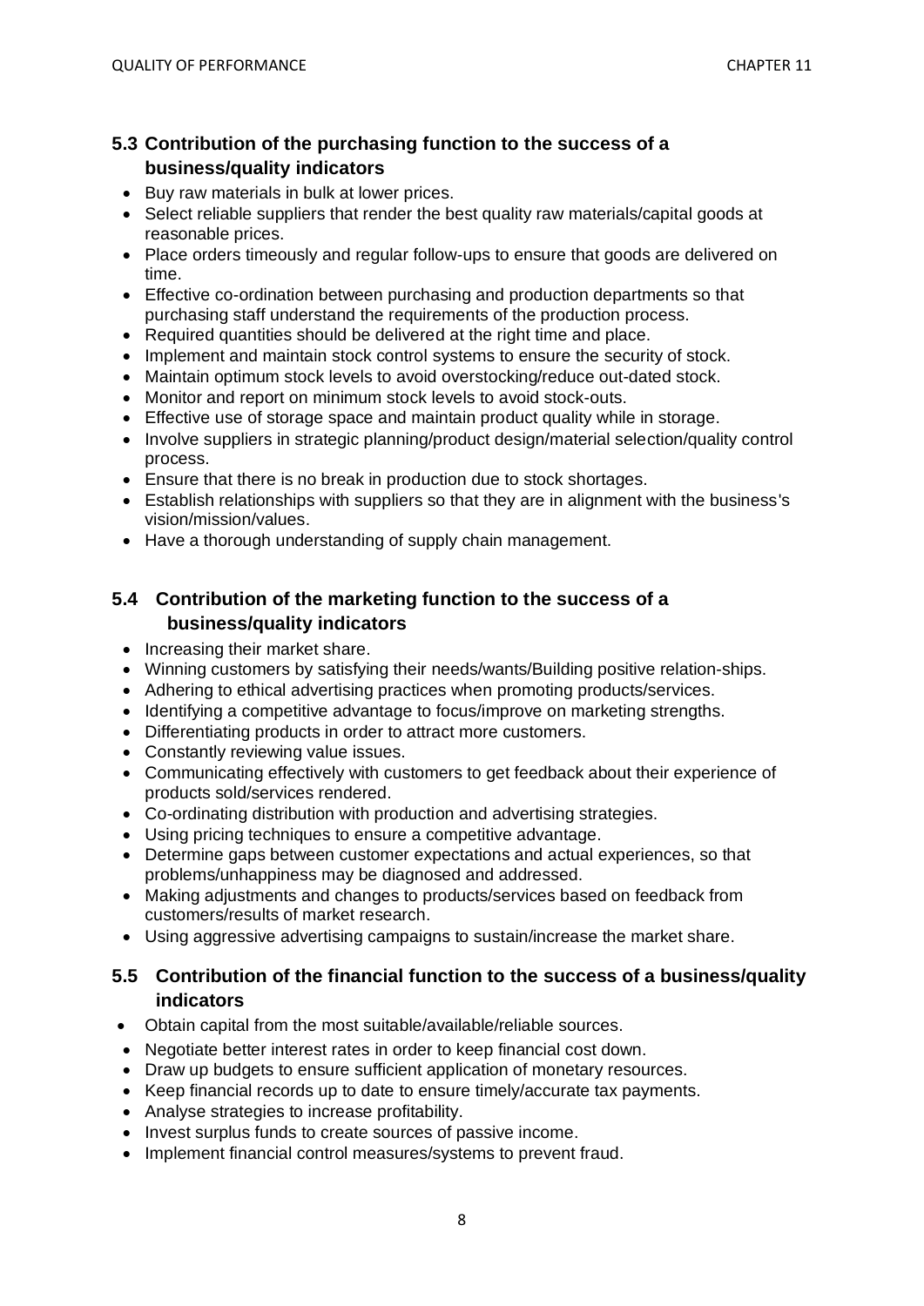### 5.3 Contribution of the purchasing function to the success of a business/quality indicators

- Buy raw materials in bulk at lower prices.
- Select reliable suppliers that render the best quality raw materials/capital goods at reasonable prices.
- Place orders timeously and regular follow-ups to ensure that goods are delivered on time.
- Effective co-ordination between purchasing and production departments so that purchasing staff understand the requirements of the production process.
- Required quantities should be delivered at the right time and place.
- Implement and maintain stock control systems to ensure the security of stock.
- Maintain optimum stock levels to avoid overstocking/reduce out-dated stock.
- Monitor and report on minimum stock levels to avoid stock-outs.
- Effective use of storage space and maintain product quality while in storage.
- Involve suppliers in strategic planning/product design/material selection/quality control process.
- Ensure that there is no break in production due to stock shortages.
- Establish relationships with suppliers so that they are in alignment with the business's vision/mission/values.
- Have a thorough understanding of supply chain management.

### 5.4 Contribution of the marketing function to the success of a business/quality indicators

- Increasing their market share.
- Winning customers by satisfying their needs/wants/Building positive relation-ships.
- Adhering to ethical advertising practices when promoting products/services.
- Identifying a competitive advantage to focus/improve on marketing strengths.
- Differentiating products in order to attract more customers.
- Constantly reviewing value issues.
- Communicating effectively with customers to get feedback about their experience of products sold/services rendered.
- Co-ordinating distribution with production and advertising strategies.
- Using pricing techniques to ensure a competitive advantage.
- Determine gaps between customer expectations and actual experiences, so that problems/unhappiness may be diagnosed and addressed.
- Making adjustments and changes to products/services based on feedback from customers/results of market research.
- Using aggressive advertising campaigns to sustain/increase the market share.

### 5.5 Contribution of the financial function to the success of a business/quality indicators

- Obtain capital from the most suitable/available/reliable sources.
- Negotiate better interest rates in order to keep financial cost down.
- Draw up budgets to ensure sufficient application of monetary resources.
- Keep financial records up to date to ensure timely/accurate tax payments.
- Analyse strategies to increase profitability.
- Invest surplus funds to create sources of passive income.
- Implement financial control measures/systems to prevent fraud.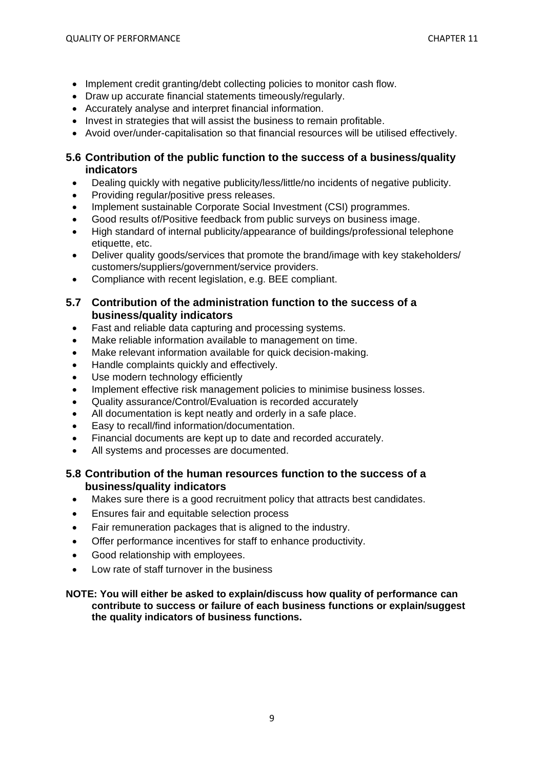- Implement credit granting/debt collecting policies to monitor cash flow.
- Draw up accurate financial statements timeously/regularly.
- Accurately analyse and interpret financial information.
- Invest in strategies that will assist the business to remain profitable.
- Avoid over/under-capitalisation so that financial resources will be utilised effectively.

### 5.6 Contribution of the public function to the success of a business/quality indicators

- Dealing quickly with negative publicity/less/little/no incidents of negative publicity.
- Providing regular/positive press releases.
- Implement sustainable Corporate Social Investment (CSI) programmes.
- Good results of/Positive feedback from public surveys on business image.
- High standard of internal publicity/appearance of buildings/professional telephone etiquette, etc.
- Deliver quality goods/services that promote the brand/image with key stakeholders/ customers/suppliers/government/service providers.
- Compliance with recent legislation, e.g. BEE compliant.

### 5.7 Contribution of the administration function to the success of a business/quality indicators

- Fast and reliable data capturing and processing systems.
- Make reliable information available to management on time.
- Make relevant information available for quick decision-making.
- Handle complaints quickly and effectively.
- Use modern technology efficiently
- Implement effective risk management policies to minimise business losses.
- Quality assurance/Control/Evaluation is recorded accurately
- All documentation is kept neatly and orderly in a safe place.
- Easy to recall/find information/documentation.
- Financial documents are kept up to date and recorded accurately.
- All systems and processes are documented.

### 5.8 Contribution of the human resources function to the success of a business/quality indicators

- Makes sure there is a good recruitment policy that attracts best candidates.
- Ensures fair and equitable selection process
- Fair remuneration packages that is aligned to the industry.
- Offer performance incentives for staff to enhance productivity.
- Good relationship with employees.
- Low rate of staff turnover in the business

**NOTE: You will either be asked to explain/discuss how quality of performance can contribute to success or failure of each business functions or explain/suggest the quality indicators of business functions.**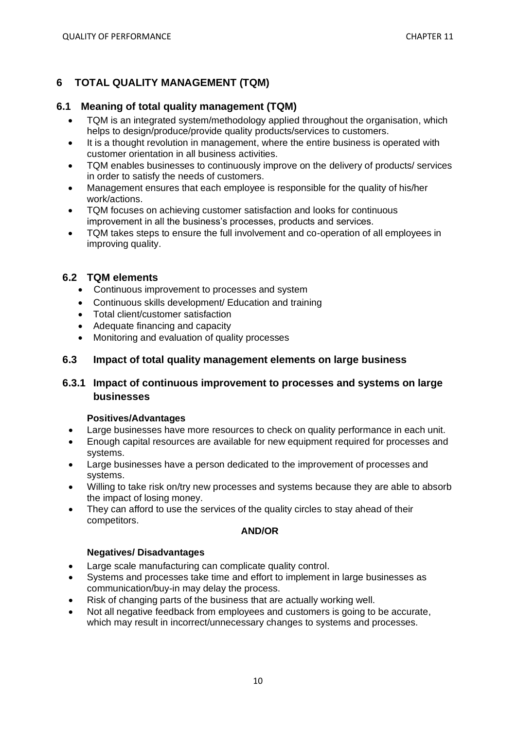# 6 TOTAL QUALITY MANAGEMENT (TQM)

## 6.1 Meaning of total quality management (TQM)

- TQM is an integrated system/methodology applied throughout the organisation, which helps to design/produce/provide quality products/services to customers.
- It is a thought revolution in management, where the entire business is operated with customer orientation in all business activities.
- TQM enables businesses to continuously improve on the delivery of products/ services in order to satisfy the needs of customers.
- Management ensures that each employee is responsible for the quality of his/her work/actions.
- TQM focuses on achieving customer satisfaction and looks for continuous improvement in all the business's processes, products and services.
- TQM takes steps to ensure the full involvement and co-operation of all employees in improving quality.

## 6.2 TQM elements

- Continuous improvement to processes and system
- Continuous skills development/ Education and training
- Total client/customer satisfaction
- Adequate financing and capacity
- Monitoring and evaluation of quality processes

## 6.3 Impact of total quality management elements on large business

### 6.3.1 Impact of continuous improvement to processes and systems on large businesses

**Positives/Advantages**

- Large businesses have more resources to check on quality performance in each unit.
- Enough capital resources are available for new equipment required for processes and systems.
- Large businesses have a person dedicated to the improvement of processes and systems.
- Willing to take risk on/try new processes and systems because they are able to absorb the impact of losing money.
- They can afford to use the services of the quality circles to stay ahead of their competitors.

**AND/OR**

**Negatives/ Disadvantages**

- Large scale manufacturing can complicate quality control.
- Systems and processes take time and effort to implement in large businesses as communication/buy-in may delay the process.
- Risk of changing parts of the business that are actually working well.
- Not all negative feedback from employees and customers is going to be accurate, which may result in incorrect/unnecessary changes to systems and processes.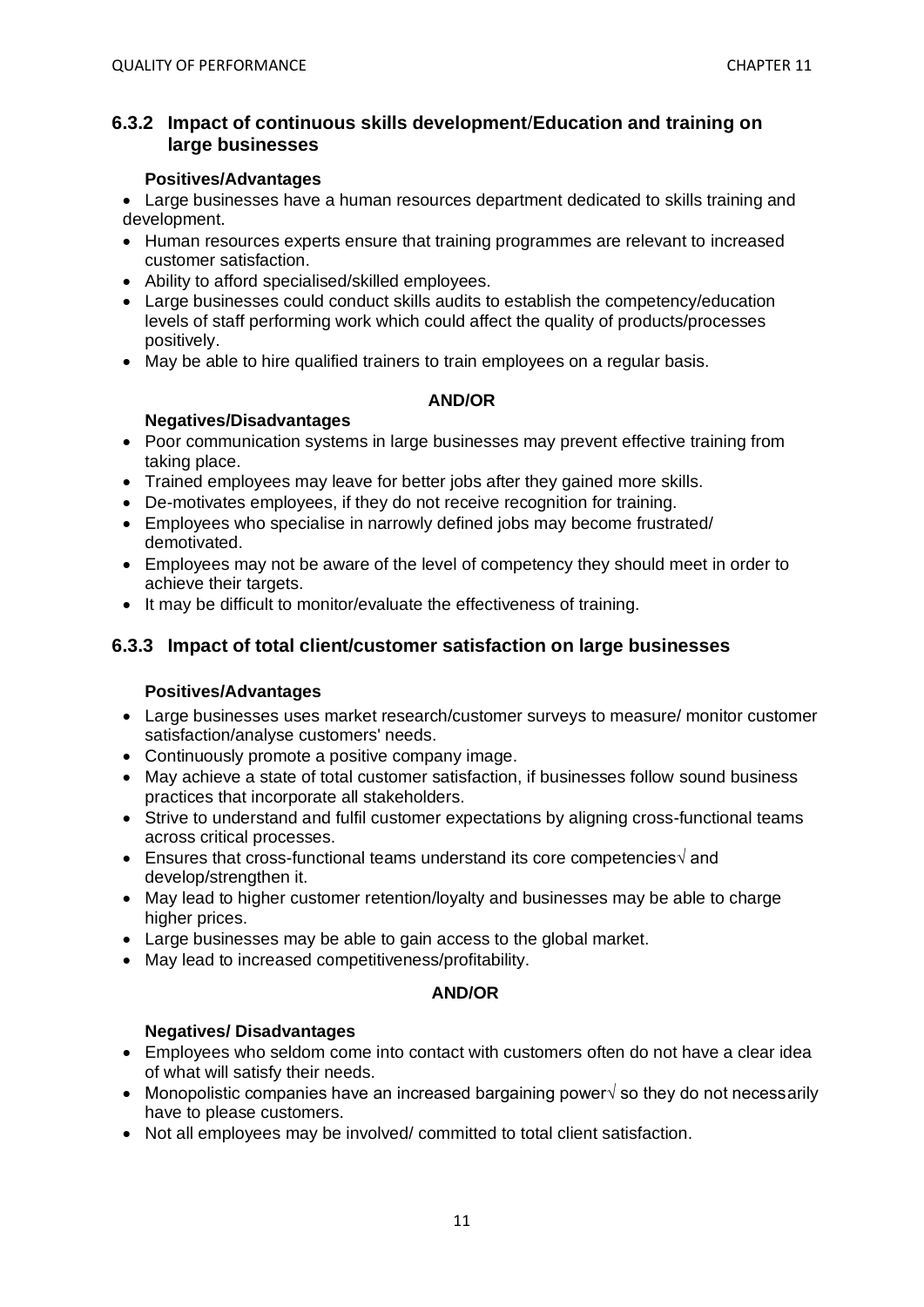### 6.3.2 Impact of continuous skills development/Education and training on large businesses

**Positives/Advantages**

- Large businesses have a human resources department dedicated to skills training and development.
- Human resources experts ensure that training programmes are relevant to increased customer satisfaction.
- Ability to afford specialised/skilled employees.
- Large businesses could conduct skills audits to establish the competency/education levels of staff performing work which could affect the quality of products/processes positively.
- May be able to hire qualified trainers to train employees on a regular basis.

**AND/OR**

**Negatives/Disadvantages**

- Poor communication systems in large businesses may prevent effective training from taking place.
- Trained employees may leave for better jobs after they gained more skills.
- De-motivates employees, if they do not receive recognition for training.
- Employees who specialise in narrowly defined jobs may become frustrated/ demotivated.
- Employees may not be aware of the level of competency they should meet in order to achieve their targets.
- It may be difficult to monitor/evaluate the effectiveness of training.

### 6.3.3 Impact of total client/customer satisfaction on large businesses

**Positives/Advantages**

- Large businesses uses market research/customer surveys to measure/ monitor customer satisfaction/analyse customers' needs.
- Continuously promote a positive company image.
- May achieve a state of total customer satisfaction, if businesses follow sound business practices that incorporate all stakeholders.
- Strive to understand and fulfil customer expectations by aligning cross-functional teams across critical processes.
- Ensures that cross-functional teams understand its core competencies√ and develop/strengthen it.
- May lead to higher customer retention/loyalty and businesses may be able to charge higher prices.
- Large businesses may be able to gain access to the global market.
- May lead to increased competitiveness/profitability.

**AND/OR**

**Negatives/ Disadvantages**

- Employees who seldom come into contact with customers often do not have a clear idea of what will satisfy their needs.
- Monopolistic companies have an increased bargaining power√ so they do not necessarily have to please customers.
- Not all employees may be involved/ committed to total client satisfaction.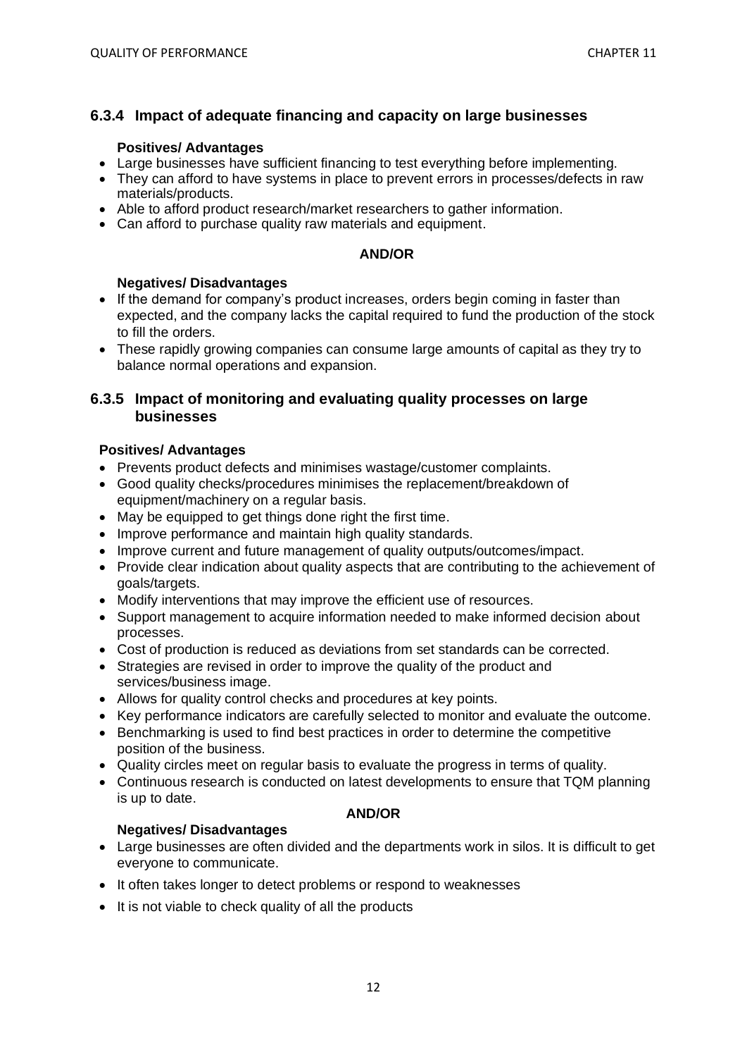### 6.3.4 Impact of adequate financing and capacity on large businesses

**Positives/ Advantages**

- Large businesses have sufficient financing to test everything before implementing.
- They can afford to have systems in place to prevent errors in processes/defects in raw materials/products.
- Able to afford product research/market researchers to gather information.
- Can afford to purchase quality raw materials and equipment.

**AND/OR**

**Negatives/ Disadvantages**

- If the demand for company's product increases, orders begin coming in faster than expected, and the company lacks the capital required to fund the production of the stock to fill the orders.
- These rapidly growing companies can consume large amounts of capital as they try to balance normal operations and expansion.

### 6.3.5 Impact of monitoring and evaluating quality processes on large businesses

**Positives/ Advantages**

- Prevents product defects and minimises wastage/customer complaints.
- Good quality checks/procedures minimises the replacement/breakdown of equipment/machinery on a regular basis.
- May be equipped to get things done right the first time.
- Improve performance and maintain high quality standards.
- Improve current and future management of quality outputs/outcomes/impact.
- Provide clear indication about quality aspects that are contributing to the achievement of goals/targets.
- Modify interventions that may improve the efficient use of resources.
- Support management to acquire information needed to make informed decision about processes.
- Cost of production is reduced as deviations from set standards can be corrected.
- Strategies are revised in order to improve the quality of the product and services/business image.
- Allows for quality control checks and procedures at key points.
- Key performance indicators are carefully selected to monitor and evaluate the outcome.
- Benchmarking is used to find best practices in order to determine the competitive position of the business.
- Quality circles meet on regular basis to evaluate the progress in terms of quality.
- Continuous research is conducted on latest developments to ensure that TQM planning is up to date.

**AND/OR**

**Negatives/ Disadvantages**

- Large businesses are often divided and the departments work in silos. It is difficult to get everyone to communicate.
- It often takes longer to detect problems or respond to weaknesses
- It is not viable to check quality of all the products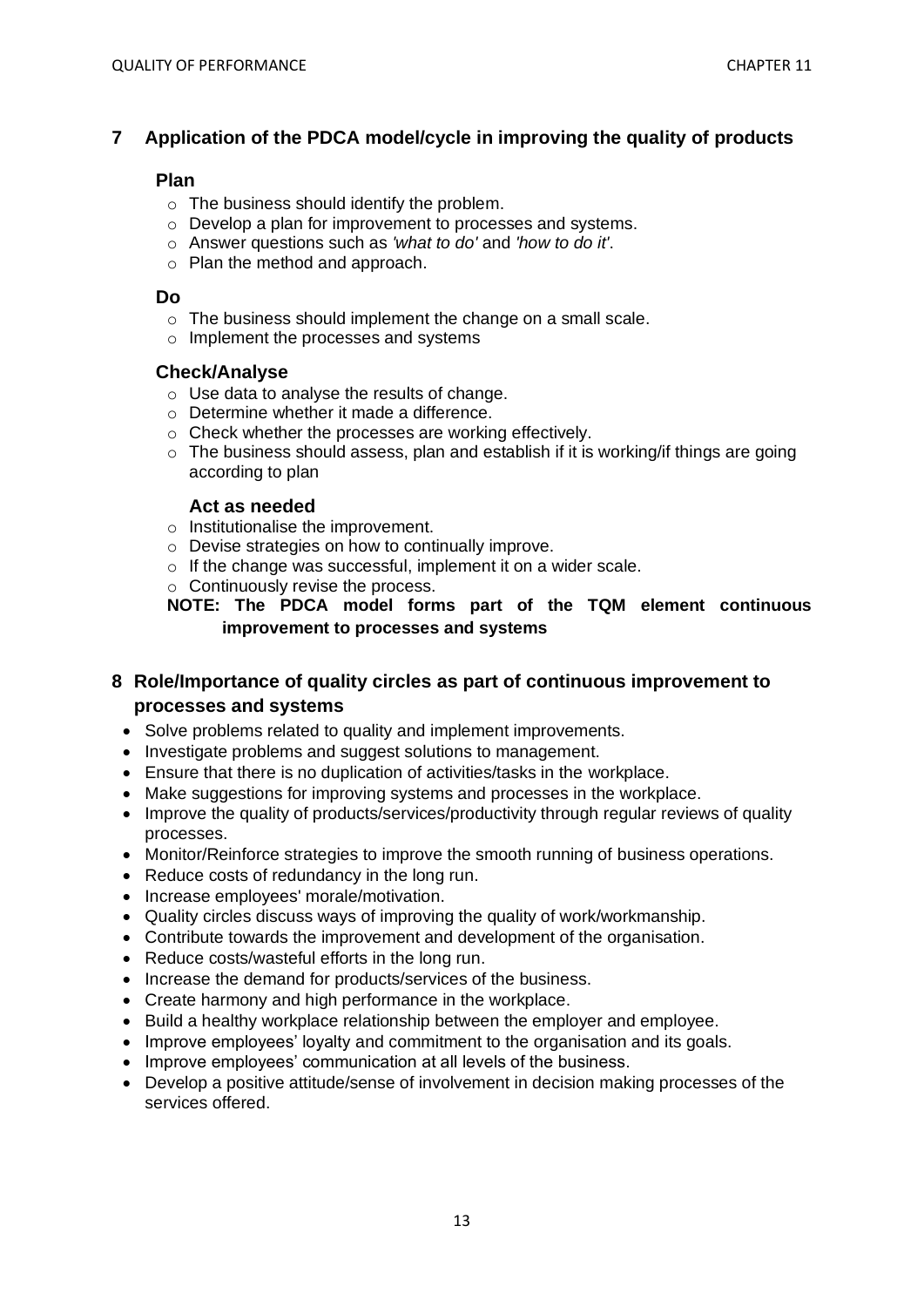## 7 Application of the PDCA model/cycle in improving the quality of products

### Plan

- The business should identify the problem.
- Develop a plan for improvement to processes and systems.
- Answer questions such as *'what to do'* and *'how to do it'*.
- Plan the method and approach.

### Do

- The business should implement the change on a small scale.
- Implement the processes and systems

### Check/Analyse

- Use data to analyse the results of change.
- Determine whether it made a difference.
- Check whether the processes are working effectively.
- The business should assess, plan and establish if it is working/if things are going according to plan

### Act as needed

- Institutionalise the improvement.
- Devise strategies on how to continually improve.
- If the change was successful, implement it on a wider scale.
- Continuously revise the process.

**NOTE: The PDCA model forms part of the TQM element continuous improvement to processes and systems**

## 8 Role/Importance of quality circles as part of continuous improvement to processes and systems

- Solve problems related to quality and implement improvements.
- Investigate problems and suggest solutions to management.
- Ensure that there is no duplication of activities/tasks in the workplace.
- Make suggestions for improving systems and processes in the workplace.
- Improve the quality of products/services/productivity through regular reviews of quality processes.
- Monitor/Reinforce strategies to improve the smooth running of business operations.
- Reduce costs of redundancy in the long run.
- Increase employees' morale/motivation.
- Quality circles discuss ways of improving the quality of work/workmanship.
- Contribute towards the improvement and development of the organisation.
- Reduce costs/wasteful efforts in the long run.
- Increase the demand for products/services of the business.
- Create harmony and high performance in the workplace.
- Build a healthy workplace relationship between the employer and employee.
- Improve employees' loyalty and commitment to the organisation and its goals.
- Improve employees' communication at all levels of the business.
- Develop a positive attitude/sense of involvement in decision making processes of the services offered.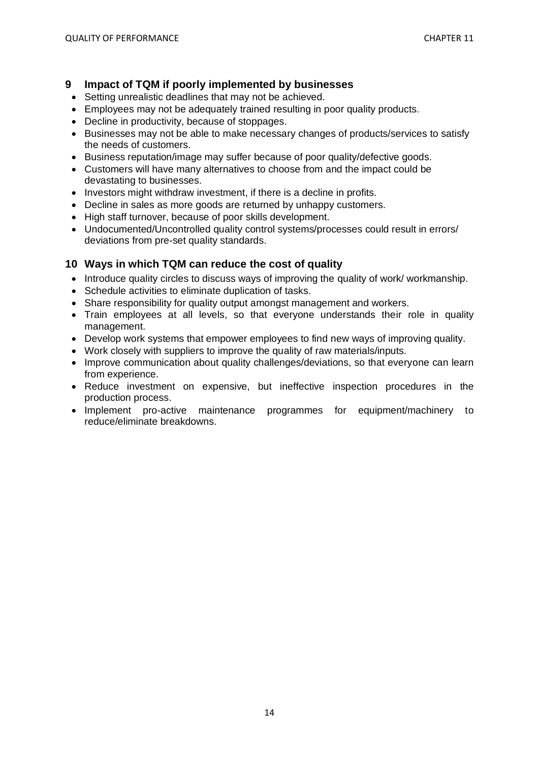## 9 Impact of TQM if poorly implemented by businesses

- Setting unrealistic deadlines that may not be achieved.
- Employees may not be adequately trained resulting in poor quality products.
- Decline in productivity, because of stoppages.
- Businesses may not be able to make necessary changes of products/services to satisfy the needs of customers.
- Business reputation/image may suffer because of poor quality/defective goods.
- Customers will have many alternatives to choose from and the impact could be devastating to businesses.
- Investors might withdraw investment, if there is a decline in profits.
- Decline in sales as more goods are returned by unhappy customers.
- High staff turnover, because of poor skills development.
- Undocumented/Uncontrolled quality control systems/processes could result in errors/ deviations from pre-set quality standards.

## 10 Ways in which TQM can reduce the cost of quality

- Introduce quality circles to discuss ways of improving the quality of work/ workmanship.
- Schedule activities to eliminate duplication of tasks.
- Share responsibility for quality output amongst management and workers.
- Train employees at all levels, so that everyone understands their role in quality management.
- Develop work systems that empower employees to find new ways of improving quality.
- Work closely with suppliers to improve the quality of raw materials/inputs.
- Improve communication about quality challenges/deviations, so that everyone can learn from experience.
- Reduce investment on expensive, but ineffective inspection procedures in the production process.
- Implement pro-active maintenance programmes for equipment/machinery to reduce/eliminate breakdowns.